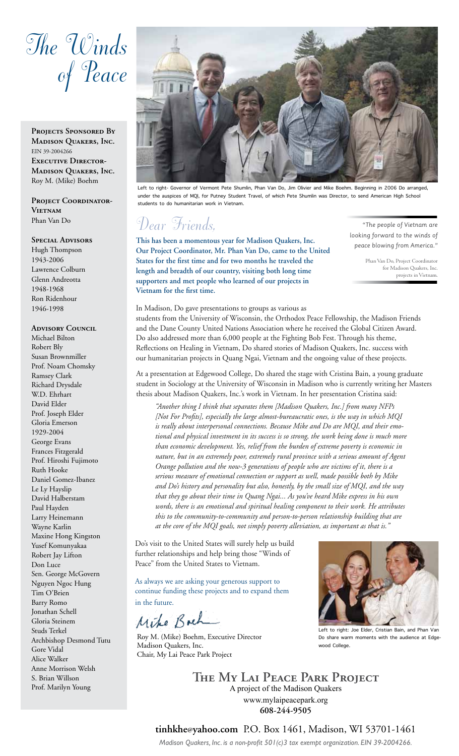# The Winds of Peace

**Projects Sponsored By Madison Quakers, Inc.**
EIN 39-2004266

**Executive Director-Madison Quakers, Inc.**
Roy M. (Mike) Boehm

**Project Coordinator-Vietnam**
Phan Van Do

**Special Advisors**
Hugh Thompson
1943-2006
Lawrence Colburn
Glenn Andreotta
1948-1968
Ron Ridenhour
1946-1998

**Advisory Council**
Michael Bilton
Robert Bly
Susan Brownmiller
Prof. Noam Chomsky
Ramsey Clark
Richard Drysdale
W.D. Ehrhart
David Elder
Prof. Joseph Elder
Gloria Emerson
1929-2004
George Evans
Frances Fitzgerald
Prof. Hiroshi Fujimoto
Ruth Hooke
Daniel Gomez-Ibanez
Le Ly Hayslip
David Halberstam
Paul Hayden
Larry Heinemann
Wayne Karlin
Maxine Hong Kingston
Yusef Komunyakaa
Robert Jay Lifton
Don Luce
Sen. George McGovern
Nguyen Ngoc Hung
Tim O'Brien
Barry Romo
Jonathan Schell
Gloria Steinem
Studs Terkel
Archbishop Desmond Tutu
Gore Vidal
Alice Walker
Anne Morrison Welsh
S. Brian Willson
Prof. Marilyn Young

Left to right- Governor of Vermont Pete Shumlin, Phan Van Do, Jim Olivier and Mike Boehm. Beginning in 2006 Do arranged, under the auspices of MQI, for Putney Student Travel, of which Pete Shumlin was Director, to send American High School students to do humanitarian work in Vietnam.

## Dear Friends,

**This has been a momentous year for Madison Quakers, Inc. Our Project Coordinator, Mr. Phan Van Do, came to the United States for the first time and for two months he traveled the length and breadth of our country, visiting both long time supporters and met people who learned of our projects in Vietnam for the first time.**

> "The people of Vietnam are looking forward to the winds of peace blowing from America."
>
> Phan Van Do, Project Coordinator for Madison Quakers, Inc. projects in Vietnam.

In Madison, Do gave presentations to groups as various as students from the University of Wisconsin, the Orthodox Peace Fellowship, the Madison Friends and the Dane County United Nations Association where he received the Global Citizen Award. Do also addressed more than 6,000 people at the Fighting Bob Fest. Through his theme, Reflections on Healing in Vietnam, Do shared stories of Madison Quakers, Inc. success with our humanitarian projects in Quang Ngai, Vietnam and the ongoing value of these projects.

At a presentation at Edgewood College, Do shared the stage with Cristina Bain, a young graduate student in Sociology at the University of Wisconsin in Madison who is currently writing her Masters thesis about Madison Quakers, Inc.'s work in Vietnam. In her presentation Cristina said:

> *"Another thing I think that separates them [Madison Quakers, Inc.] from many NFPs [Not For Profits], especially the large almost-bureaucratic ones, is the way in which MQI is really about interpersonal connections. Because Mike and Do are MQI, and their emotional and physical investment in its success is so strong, the work being done is much more than economic development. Yes, relief from the burden of extreme poverty is economic in nature, but in an extremely poor, extremely rural province with a serious amount of Agent Orange pollution and the now-3 generations of people who are victims of it, there is a serious measure of emotional connection or support as well, made possible both by Mike and Do's history and personality but also, honestly, by the small size of MQI, and the way that they go about their time in Quang Ngai... As you've heard Mike express in his own words, there is an emotional and spiritual healing component to their work. He attributes this to the community-to-community and person-to-person relationship building that are at the core of the MQI goals, not simply poverty alleviation, as important as that is."*

Do's visit to the United States will surely help us build further relationships and help bring those "Winds of Peace" from the United States to Vietnam.

As always we are asking your generous support to continue funding these projects and to expand them in the future.

Mike Boeh

Roy M. (Mike) Boehm, Executive Director
Madison Quakers, Inc.
Chair, My Lai Peace Park Project

Left to right: Joe Elder, Cristian Bain, and Phan Van Do share warm moments with the audience at Edgewood College.

## The My Lai Peace Park Project

A project of the Madison Quakers
www.mylaipeacepark.org
**608-244-9505**

**tinhkhe@yahoo.com** P.O. Box 1461, Madison, WI 53701-1461

*Madison Quakers, Inc. is a non-profit 501(c)3 tax exempt organization. EIN 39-2004266.*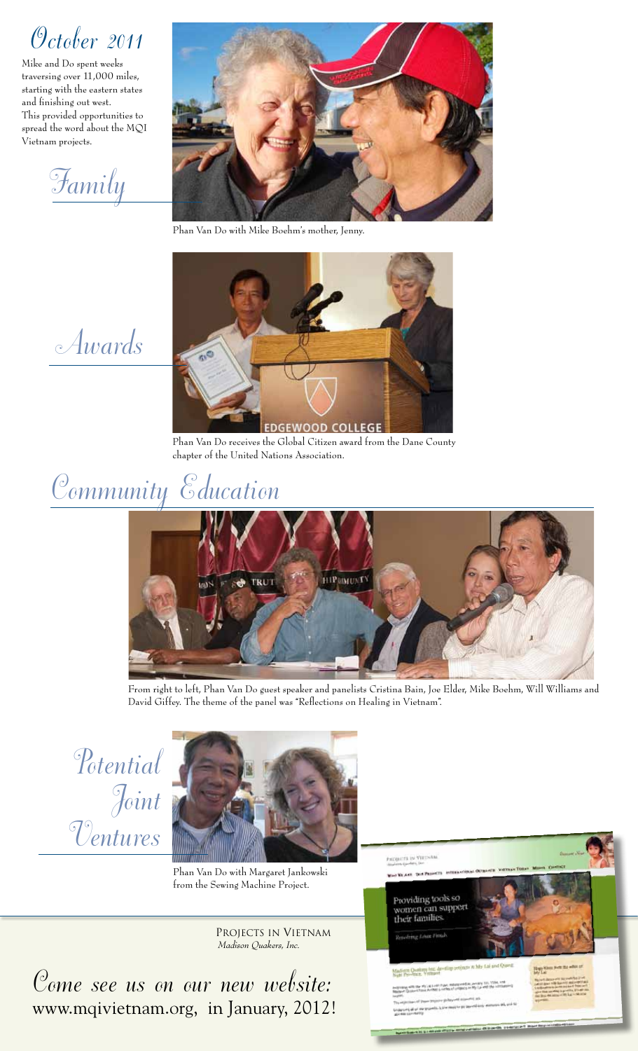# October 2011

Mike and Do spent weeks traversing over 11,000 miles, starting with the eastern states and finishing out west. This provided opportunities to spread the word about the MQI Vietnam projects.

## Family

Phan Van Do with Mike Boehm's mother, Jenny.

## Awards

Phan Van Do receives the Global Citizen award from the Dane County chapter of the United Nations Association.

## Community Education

From right to left, Phan Van Do guest speaker and panelists Cristina Bain, Joe Elder, Mike Boehm, Will Williams and David Giffey. The theme of the panel was "Reflections on Healing in Vietnam".

## Potential Joint Ventures

Phan Van Do with Margaret Jankowski from the Sewing Machine Project.

Projects in Vietnam
*Madison Quakers, Inc.*

*Come see us on our new website:*
www.mqivietnam.org, in January, 2012!